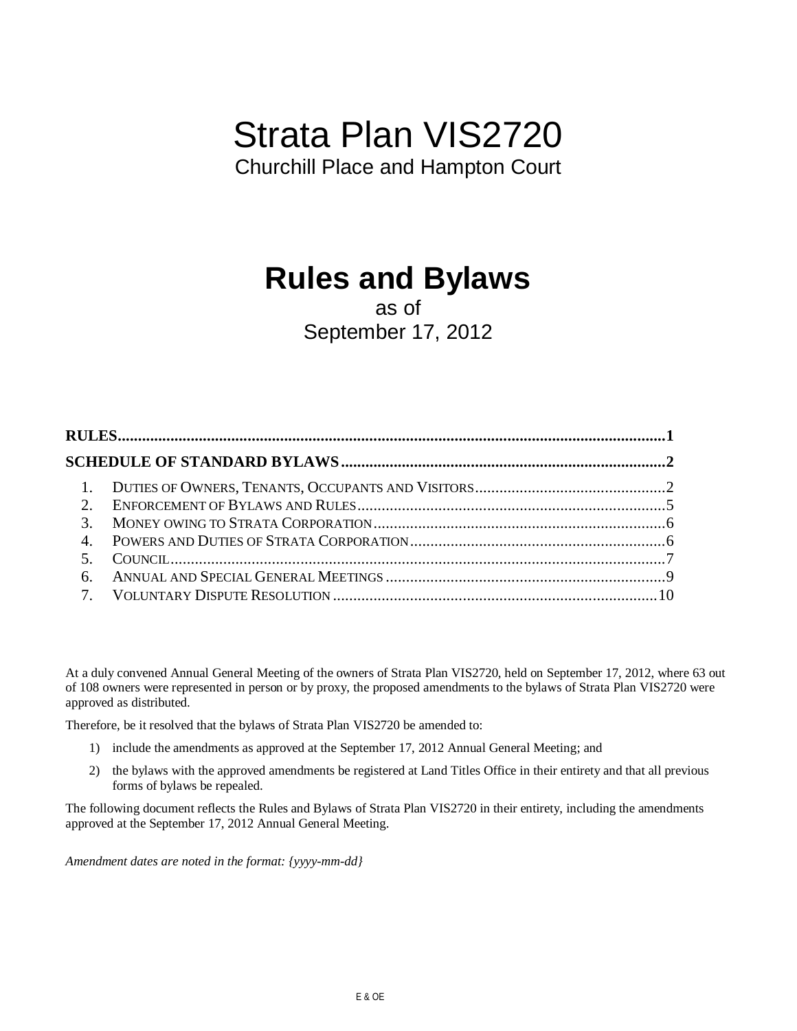# Strata Plan VIS2720

Churchill Place and Hampton Court

# Rules and Bylaws

as of
September 17, 2012

**RULES**......................................................................................................................1

**SCHEDULE OF STANDARD BYLAWS**.................................................................2

1. DUTIES OF OWNERS, TENANTS, OCCUPANTS AND VISITORS...............................2
2. ENFORCEMENT OF BYLAWS AND RULES.........................................................5
3. MONEY OWING TO STRATA CORPORATION.....................................................6
4. POWERS AND DUTIES OF STRATA CORPORATION.............................................6
5. COUNCIL....................................................................................................7
6. ANNUAL AND SPECIAL GENERAL MEETINGS......................................................9
7. VOLUNTARY DISPUTE RESOLUTION..............................................................10

At a duly convened Annual General Meeting of the owners of Strata Plan VIS2720, held on September 17, 2012, where 63 out of 108 owners were represented in person or by proxy, the proposed amendments to the bylaws of Strata Plan VIS2720 were approved as distributed.

Therefore, be it resolved that the bylaws of Strata Plan VIS2720 be amended to:

1) include the amendments as approved at the September 17, 2012 Annual General Meeting; and
2) the bylaws with the approved amendments be registered at Land Titles Office in their entirety and that all previous forms of bylaws be repealed.

The following document reflects the Rules and Bylaws of Strata Plan VIS2720 in their entirety, including the amendments approved at the September 17, 2012 Annual General Meeting.

*Amendment dates are noted in the format: {yyyy-mm-dd}*

E & OE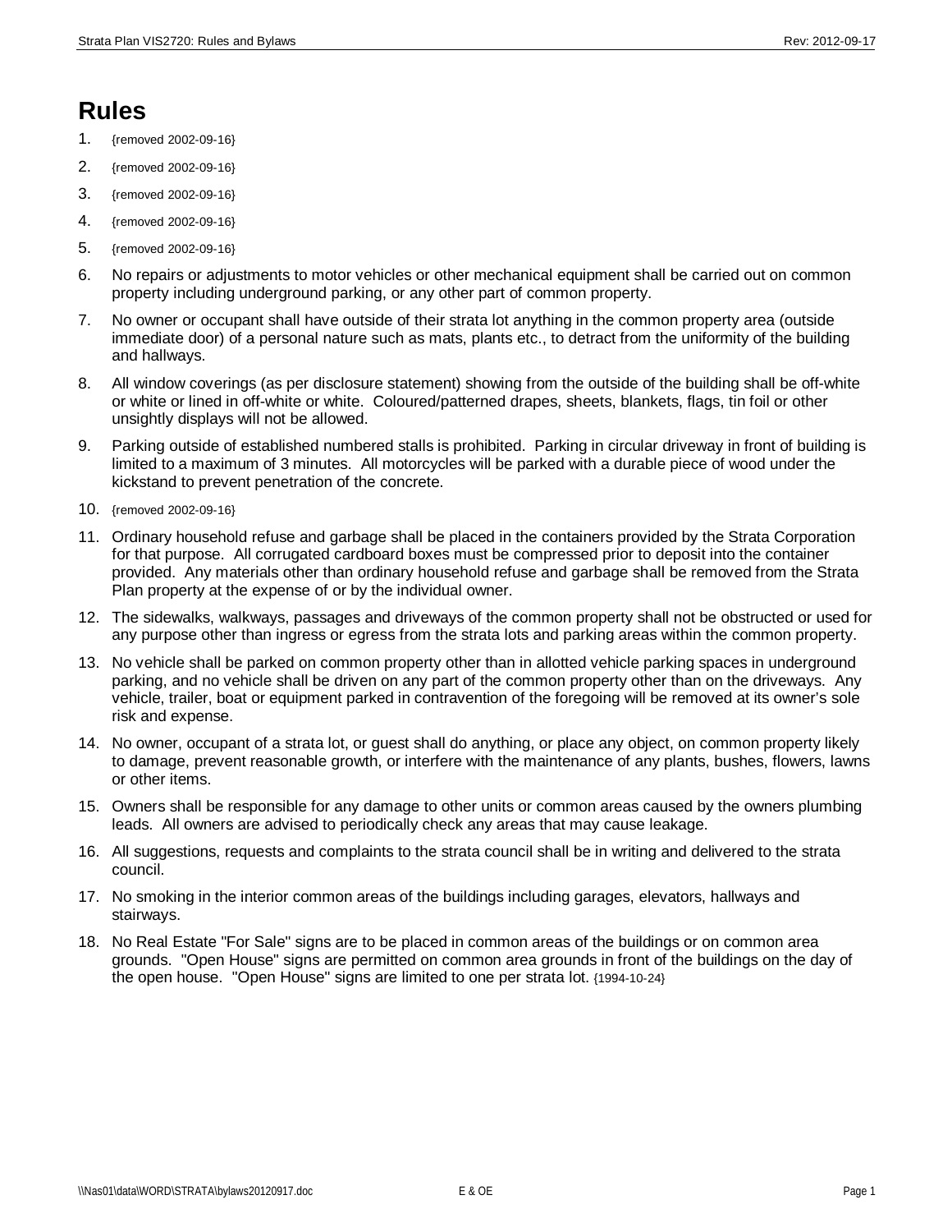# Rules

1. {removed 2002-09-16}
2. {removed 2002-09-16}
3. {removed 2002-09-16}
4. {removed 2002-09-16}
5. {removed 2002-09-16}
6. No repairs or adjustments to motor vehicles or other mechanical equipment shall be carried out on common property including underground parking, or any other part of common property.
7. No owner or occupant shall have outside of their strata lot anything in the common property area (outside immediate door) of a personal nature such as mats, plants etc., to detract from the uniformity of the building and hallways.
8. All window coverings (as per disclosure statement) showing from the outside of the building shall be off-white or white or lined in off-white or white. Coloured/patterned drapes, sheets, blankets, flags, tin foil or other unsightly displays will not be allowed.
9. Parking outside of established numbered stalls is prohibited. Parking in circular driveway in front of building is limited to a maximum of 3 minutes. All motorcycles will be parked with a durable piece of wood under the kickstand to prevent penetration of the concrete.
10. {removed 2002-09-16}
11. Ordinary household refuse and garbage shall be placed in the containers provided by the Strata Corporation for that purpose. All corrugated cardboard boxes must be compressed prior to deposit into the container provided. Any materials other than ordinary household refuse and garbage shall be removed from the Strata Plan property at the expense of or by the individual owner.
12. The sidewalks, walkways, passages and driveways of the common property shall not be obstructed or used for any purpose other than ingress or egress from the strata lots and parking areas within the common property.
13. No vehicle shall be parked on common property other than in allotted vehicle parking spaces in underground parking, and no vehicle shall be driven on any part of the common property other than on the driveways. Any vehicle, trailer, boat or equipment parked in contravention of the foregoing will be removed at its owner's sole risk and expense.
14. No owner, occupant of a strata lot, or guest shall do anything, or place any object, on common property likely to damage, prevent reasonable growth, or interfere with the maintenance of any plants, bushes, flowers, lawns or other items.
15. Owners shall be responsible for any damage to other units or common areas caused by the owners plumbing leads. All owners are advised to periodically check any areas that may cause leakage.
16. All suggestions, requests and complaints to the strata council shall be in writing and delivered to the strata council.
17. No smoking in the interior common areas of the buildings including garages, elevators, hallways and stairways.
18. No Real Estate "For Sale" signs are to be placed in common areas of the buildings or on common area grounds. "Open House" signs are permitted on common area grounds in front of the buildings on the day of the open house. "Open House" signs are limited to one per strata lot. {1994-10-24}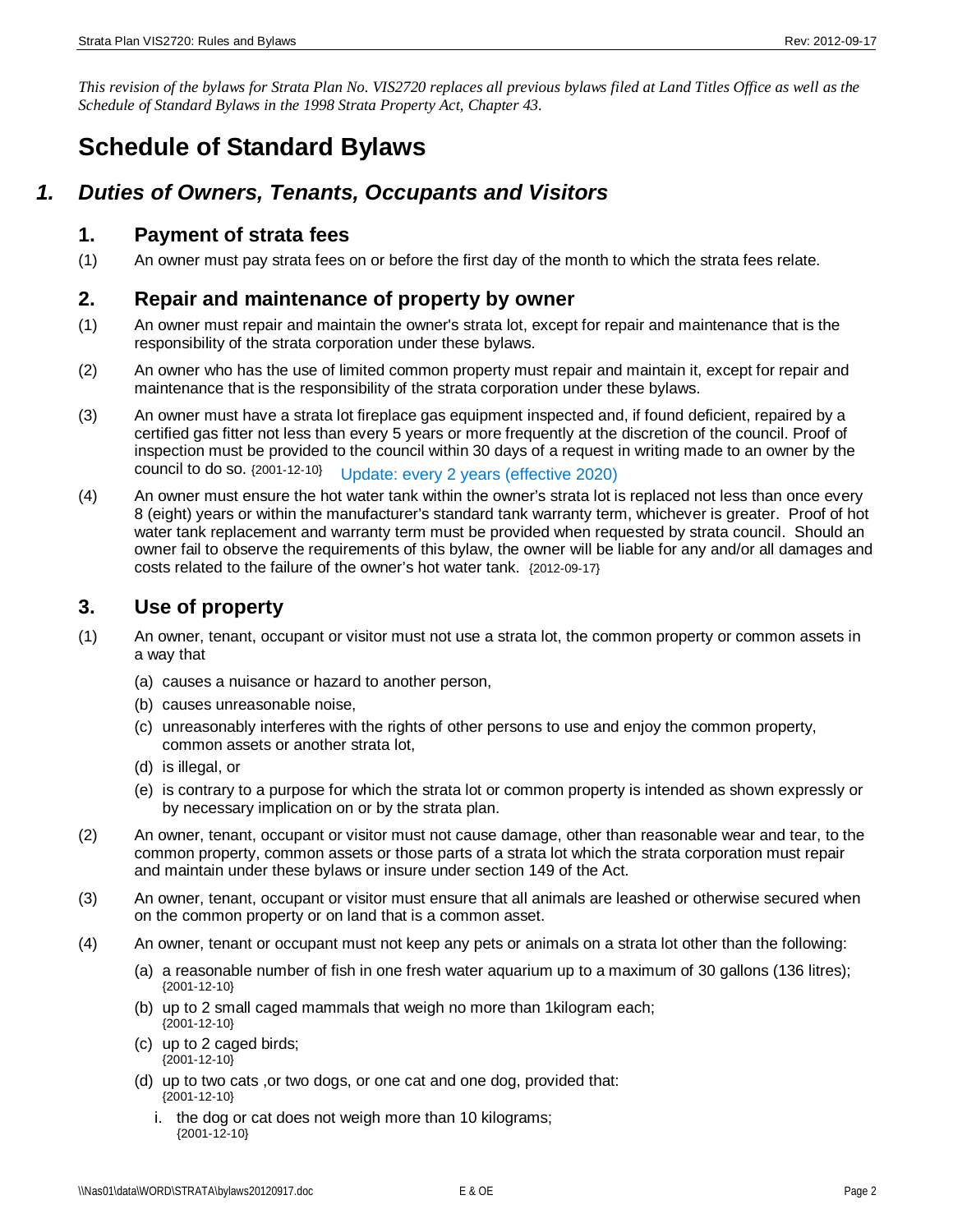*This revision of the bylaws for Strata Plan No. VIS2720 replaces all previous bylaws filed at Land Titles Office as well as the Schedule of Standard Bylaws in the 1998 Strata Property Act, Chapter 43.*

# Schedule of Standard Bylaws

## 1. Duties of Owners, Tenants, Occupants and Visitors

### 1. Payment of strata fees

(1) An owner must pay strata fees on or before the first day of the month to which the strata fees relate.

### 2. Repair and maintenance of property by owner

(1) An owner must repair and maintain the owner's strata lot, except for repair and maintenance that is the responsibility of the strata corporation under these bylaws.

(2) An owner who has the use of limited common property must repair and maintain it, except for repair and maintenance that is the responsibility of the strata corporation under these bylaws.

(3) An owner must have a strata lot fireplace gas equipment inspected and, if found deficient, repaired by a certified gas fitter not less than every 5 years or more frequently at the discretion of the council. Proof of inspection must be provided to the council within 30 days of a request in writing made to an owner by the council to do so. {2001-12-10} Update: every 2 years (effective 2020)

(4) An owner must ensure the hot water tank within the owner's strata lot is replaced not less than once every 8 (eight) years or within the manufacturer's standard tank warranty term, whichever is greater. Proof of hot water tank replacement and warranty term must be provided when requested by strata council. Should an owner fail to observe the requirements of this bylaw, the owner will be liable for any and/or all damages and costs related to the failure of the owner's hot water tank. {2012-09-17}

### 3. Use of property

(1) An owner, tenant, occupant or visitor must not use a strata lot, the common property or common assets in a way that

- (a) causes a nuisance or hazard to another person,
- (b) causes unreasonable noise,
- (c) unreasonably interferes with the rights of other persons to use and enjoy the common property, common assets or another strata lot,
- (d) is illegal, or
- (e) is contrary to a purpose for which the strata lot or common property is intended as shown expressly or by necessary implication on or by the strata plan.

(2) An owner, tenant, occupant or visitor must not cause damage, other than reasonable wear and tear, to the common property, common assets or those parts of a strata lot which the strata corporation must repair and maintain under these bylaws or insure under section 149 of the Act.

(3) An owner, tenant, occupant or visitor must ensure that all animals are leashed or otherwise secured when on the common property or on land that is a common asset.

(4) An owner, tenant or occupant must not keep any pets or animals on a strata lot other than the following:

- (a) a reasonable number of fish in one fresh water aquarium up to a maximum of 30 gallons (136 litres); {2001-12-10}
- (b) up to 2 small caged mammals that weigh no more than 1kilogram each; {2001-12-10}
- (c) up to 2 caged birds; {2001-12-10}
- (d) up to two cats ,or two dogs, or one cat and one dog, provided that: {2001-12-10}
  - i. the dog or cat does not weigh more than 10 kilograms; {2001-12-10}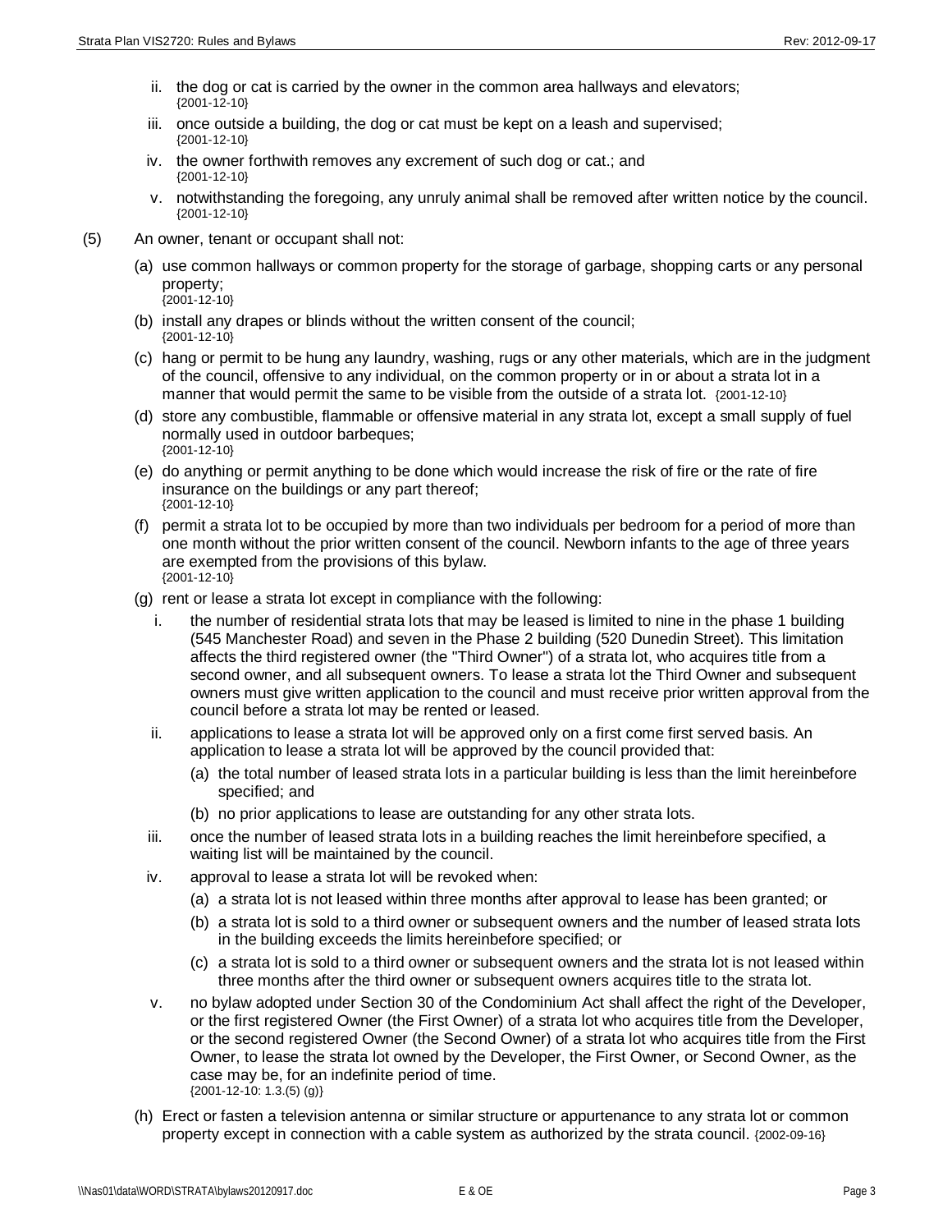ii. the dog or cat is carried by the owner in the common area hallways and elevators; {2001-12-10}

iii. once outside a building, the dog or cat must be kept on a leash and supervised; {2001-12-10}

iv. the owner forthwith removes any excrement of such dog or cat.; and {2001-12-10}

v. notwithstanding the foregoing, any unruly animal shall be removed after written notice by the council. {2001-12-10}

(5) An owner, tenant or occupant shall not:

(a) use common hallways or common property for the storage of garbage, shopping carts or any personal property; {2001-12-10}

(b) install any drapes or blinds without the written consent of the council; {2001-12-10}

(c) hang or permit to be hung any laundry, washing, rugs or any other materials, which are in the judgment of the council, offensive to any individual, on the common property or in or about a strata lot in a manner that would permit the same to be visible from the outside of a strata lot. {2001-12-10}

(d) store any combustible, flammable or offensive material in any strata lot, except a small supply of fuel normally used in outdoor barbeques; {2001-12-10}

(e) do anything or permit anything to be done which would increase the risk of fire or the rate of fire insurance on the buildings or any part thereof; {2001-12-10}

(f) permit a strata lot to be occupied by more than two individuals per bedroom for a period of more than one month without the prior written consent of the council. Newborn infants to the age of three years are exempted from the provisions of this bylaw. {2001-12-10}

(g) rent or lease a strata lot except in compliance with the following:

i. the number of residential strata lots that may be leased is limited to nine in the phase 1 building (545 Manchester Road) and seven in the Phase 2 building (520 Dunedin Street). This limitation affects the third registered owner (the "Third Owner") of a strata lot, who acquires title from a second owner, and all subsequent owners. To lease a strata lot the Third Owner and subsequent owners must give written application to the council and must receive prior written approval from the council before a strata lot may be rented or leased.

ii. applications to lease a strata lot will be approved only on a first come first served basis. An application to lease a strata lot will be approved by the council provided that:

(a) the total number of leased strata lots in a particular building is less than the limit hereinbefore specified; and

(b) no prior applications to lease are outstanding for any other strata lots.

iii. once the number of leased strata lots in a building reaches the limit hereinbefore specified, a waiting list will be maintained by the council.

iv. approval to lease a strata lot will be revoked when:

(a) a strata lot is not leased within three months after approval to lease has been granted; or

(b) a strata lot is sold to a third owner or subsequent owners and the number of leased strata lots in the building exceeds the limits hereinbefore specified; or

(c) a strata lot is sold to a third owner or subsequent owners and the strata lot is not leased within three months after the third owner or subsequent owners acquires title to the strata lot.

v. no bylaw adopted under Section 30 of the Condominium Act shall affect the right of the Developer, or the first registered Owner (the First Owner) of a strata lot who acquires title from the Developer, or the second registered Owner (the Second Owner) of a strata lot who acquires title from the First Owner, to lease the strata lot owned by the Developer, the First Owner, or Second Owner, as the case may be, for an indefinite period of time. {2001-12-10: 1.3.(5) (g)}

(h) Erect or fasten a television antenna or similar structure or appurtenance to any strata lot or common property except in connection with a cable system as authorized by the strata council. {2002-09-16}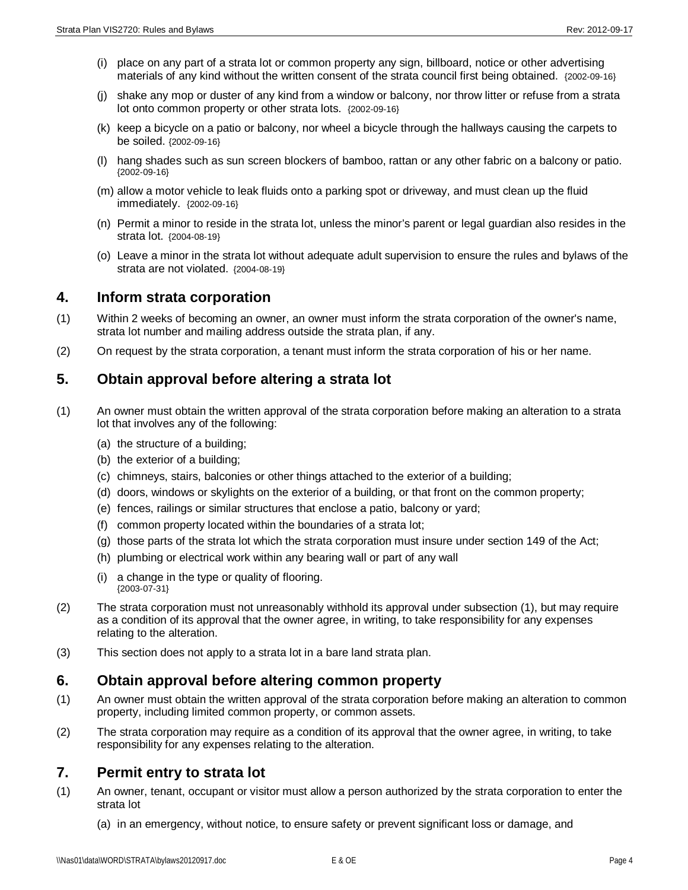(i) place on any part of a strata lot or common property any sign, billboard, notice or other advertising materials of any kind without the written consent of the strata council first being obtained. {2002-09-16}

(j) shake any mop or duster of any kind from a window or balcony, nor throw litter or refuse from a strata lot onto common property or other strata lots. {2002-09-16}

(k) keep a bicycle on a patio or balcony, nor wheel a bicycle through the hallways causing the carpets to be soiled. {2002-09-16}

(l) hang shades such as sun screen blockers of bamboo, rattan or any other fabric on a balcony or patio. {2002-09-16}

(m) allow a motor vehicle to leak fluids onto a parking spot or driveway, and must clean up the fluid immediately. {2002-09-16}

(n) Permit a minor to reside in the strata lot, unless the minor's parent or legal guardian also resides in the strata lot. {2004-08-19}

(o) Leave a minor in the strata lot without adequate adult supervision to ensure the rules and bylaws of the strata are not violated. {2004-08-19}

## 4. Inform strata corporation

(1) Within 2 weeks of becoming an owner, an owner must inform the strata corporation of the owner's name, strata lot number and mailing address outside the strata plan, if any.

(2) On request by the strata corporation, a tenant must inform the strata corporation of his or her name.

## 5. Obtain approval before altering a strata lot

(1) An owner must obtain the written approval of the strata corporation before making an alteration to a strata lot that involves any of the following:

(a) the structure of a building;

(b) the exterior of a building;

(c) chimneys, stairs, balconies or other things attached to the exterior of a building;

(d) doors, windows or skylights on the exterior of a building, or that front on the common property;

(e) fences, railings or similar structures that enclose a patio, balcony or yard;

(f) common property located within the boundaries of a strata lot;

(g) those parts of the strata lot which the strata corporation must insure under section 149 of the Act;

(h) plumbing or electrical work within any bearing wall or part of any wall

(i) a change in the type or quality of flooring.
{2003-07-31}

(2) The strata corporation must not unreasonably withhold its approval under subsection (1), but may require as a condition of its approval that the owner agree, in writing, to take responsibility for any expenses relating to the alteration.

(3) This section does not apply to a strata lot in a bare land strata plan.

## 6. Obtain approval before altering common property

(1) An owner must obtain the written approval of the strata corporation before making an alteration to common property, including limited common property, or common assets.

(2) The strata corporation may require as a condition of its approval that the owner agree, in writing, to take responsibility for any expenses relating to the alteration.

## 7. Permit entry to strata lot

(1) An owner, tenant, occupant or visitor must allow a person authorized by the strata corporation to enter the strata lot

(a) in an emergency, without notice, to ensure safety or prevent significant loss or damage, and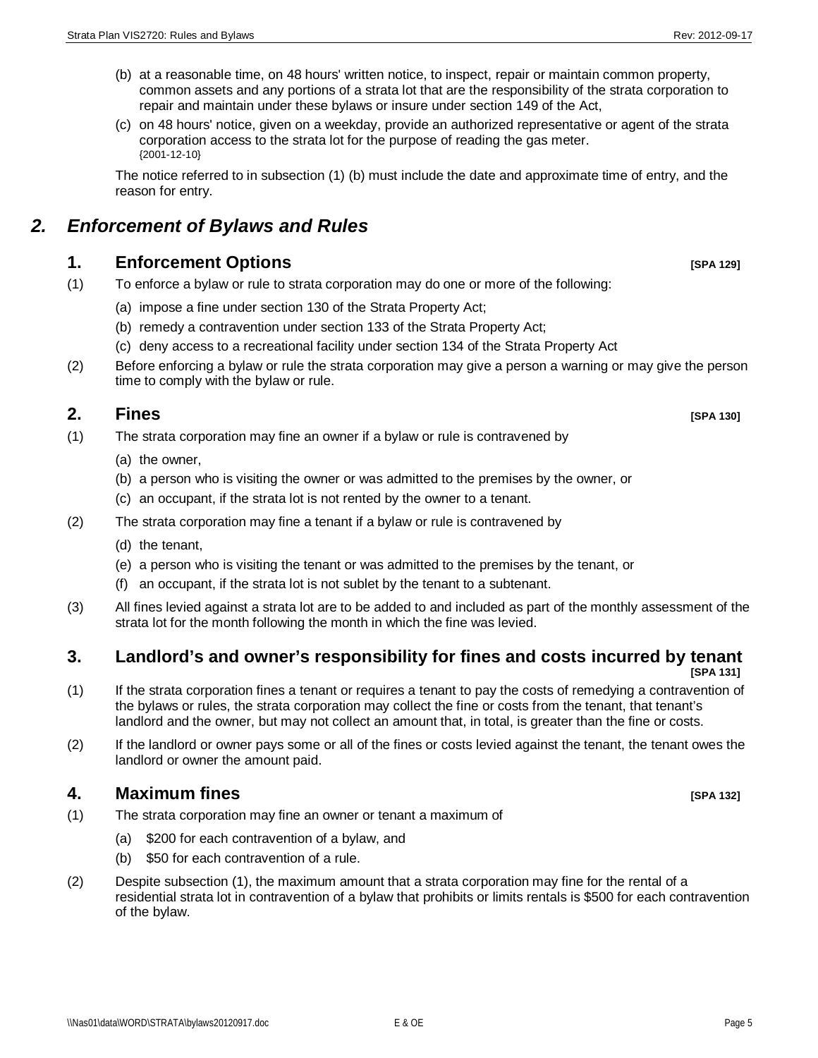(b) at a reasonable time, on 48 hours' written notice, to inspect, repair or maintain common property, common assets and any portions of a strata lot that are the responsibility of the strata corporation to repair and maintain under these bylaws or insure under section 149 of the Act,

(c) on 48 hours' notice, given on a weekday, provide an authorized representative or agent of the strata corporation access to the strata lot for the purpose of reading the gas meter.
{2001-12-10}

The notice referred to in subsection (1) (b) must include the date and approximate time of entry, and the reason for entry.

## *2. Enforcement of Bylaws and Rules*

### 1. Enforcement Options **[SPA 129]**

(1) To enforce a bylaw or rule to strata corporation may do one or more of the following:

- (a) impose a fine under section 130 of the Strata Property Act;
- (b) remedy a contravention under section 133 of the Strata Property Act;
- (c) deny access to a recreational facility under section 134 of the Strata Property Act

(2) Before enforcing a bylaw or rule the strata corporation may give a person a warning or may give the person time to comply with the bylaw or rule.

### 2. Fines **[SPA 130]**

(1) The strata corporation may fine an owner if a bylaw or rule is contravened by

- (a) the owner,
- (b) a person who is visiting the owner or was admitted to the premises by the owner, or
- (c) an occupant, if the strata lot is not rented by the owner to a tenant.

(2) The strata corporation may fine a tenant if a bylaw or rule is contravened by

- (d) the tenant,
- (e) a person who is visiting the tenant or was admitted to the premises by the tenant, or
- (f) an occupant, if the strata lot is not sublet by the tenant to a subtenant.

(3) All fines levied against a strata lot are to be added to and included as part of the monthly assessment of the strata lot for the month following the month in which the fine was levied.

### 3. Landlord's and owner's responsibility for fines and costs incurred by tenant **[SPA 131]**

(1) If the strata corporation fines a tenant or requires a tenant to pay the costs of remedying a contravention of the bylaws or rules, the strata corporation may collect the fine or costs from the tenant, that tenant's landlord and the owner, but may not collect an amount that, in total, is greater than the fine or costs.

(2) If the landlord or owner pays some or all of the fines or costs levied against the tenant, the tenant owes the landlord or owner the amount paid.

### 4. Maximum fines **[SPA 132]**

(1) The strata corporation may fine an owner or tenant a maximum of

- (a) $200 for each contravention of a bylaw, and
- (b) $50 for each contravention of a rule.

(2) Despite subsection (1), the maximum amount that a strata corporation may fine for the rental of a residential strata lot in contravention of a bylaw that prohibits or limits rentals is $500 for each contravention of the bylaw.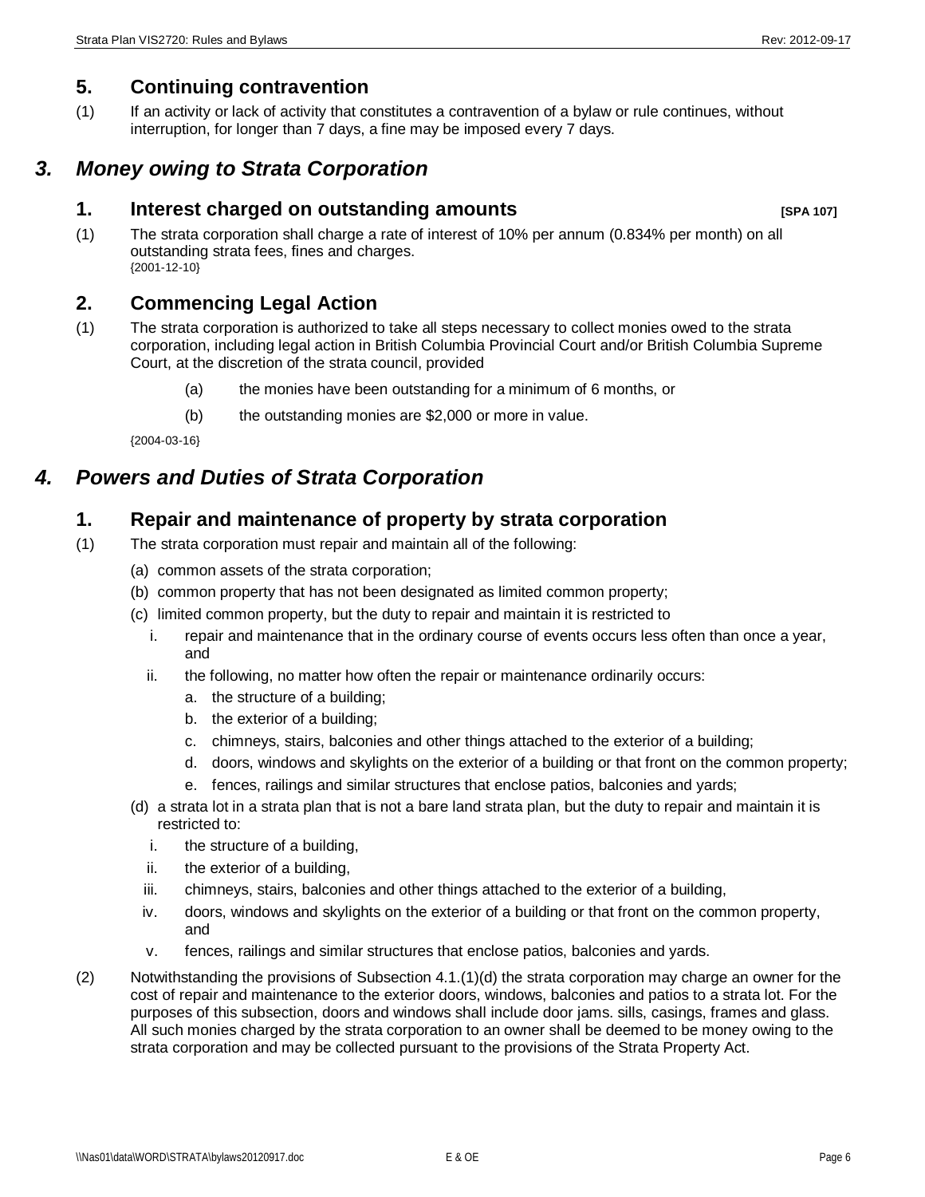## 5. Continuing contravention

(1) If an activity or lack of activity that constitutes a contravention of a bylaw or rule continues, without interruption, for longer than 7 days, a fine may be imposed every 7 days.

# *3. Money owing to Strata Corporation*

## 1. Interest charged on outstanding amounts **[SPA 107]**

(1) The strata corporation shall charge a rate of interest of 10% per annum (0.834% per month) on all outstanding strata fees, fines and charges.
{2001-12-10}

## 2. Commencing Legal Action

(1) The strata corporation is authorized to take all steps necessary to collect monies owed to the strata corporation, including legal action in British Columbia Provincial Court and/or British Columbia Supreme Court, at the discretion of the strata council, provided

(a) the monies have been outstanding for a minimum of 6 months, or

(b) the outstanding monies are $2,000 or more in value.

{2004-03-16}

# *4. Powers and Duties of Strata Corporation*

## 1. Repair and maintenance of property by strata corporation

(1) The strata corporation must repair and maintain all of the following:

(a) common assets of the strata corporation;

(b) common property that has not been designated as limited common property;

(c) limited common property, but the duty to repair and maintain it is restricted to

  i. repair and maintenance that in the ordinary course of events occurs less often than once a year, and

  ii. the following, no matter how often the repair or maintenance ordinarily occurs:

    a. the structure of a building;

    b. the exterior of a building;

    c. chimneys, stairs, balconies and other things attached to the exterior of a building;

    d. doors, windows and skylights on the exterior of a building or that front on the common property;

    e. fences, railings and similar structures that enclose patios, balconies and yards;

(d) a strata lot in a strata plan that is not a bare land strata plan, but the duty to repair and maintain it is restricted to:

  i. the structure of a building,

  ii. the exterior of a building,

  iii. chimneys, stairs, balconies and other things attached to the exterior of a building,

  iv. doors, windows and skylights on the exterior of a building or that front on the common property, and

  v. fences, railings and similar structures that enclose patios, balconies and yards.

(2) Notwithstanding the provisions of Subsection 4.1.(1)(d) the strata corporation may charge an owner for the cost of repair and maintenance to the exterior doors, windows, balconies and patios to a strata lot. For the purposes of this subsection, doors and windows shall include door jams. sills, casings, frames and glass. All such monies charged by the strata corporation to an owner shall be deemed to be money owing to the strata corporation and may be collected pursuant to the provisions of the Strata Property Act.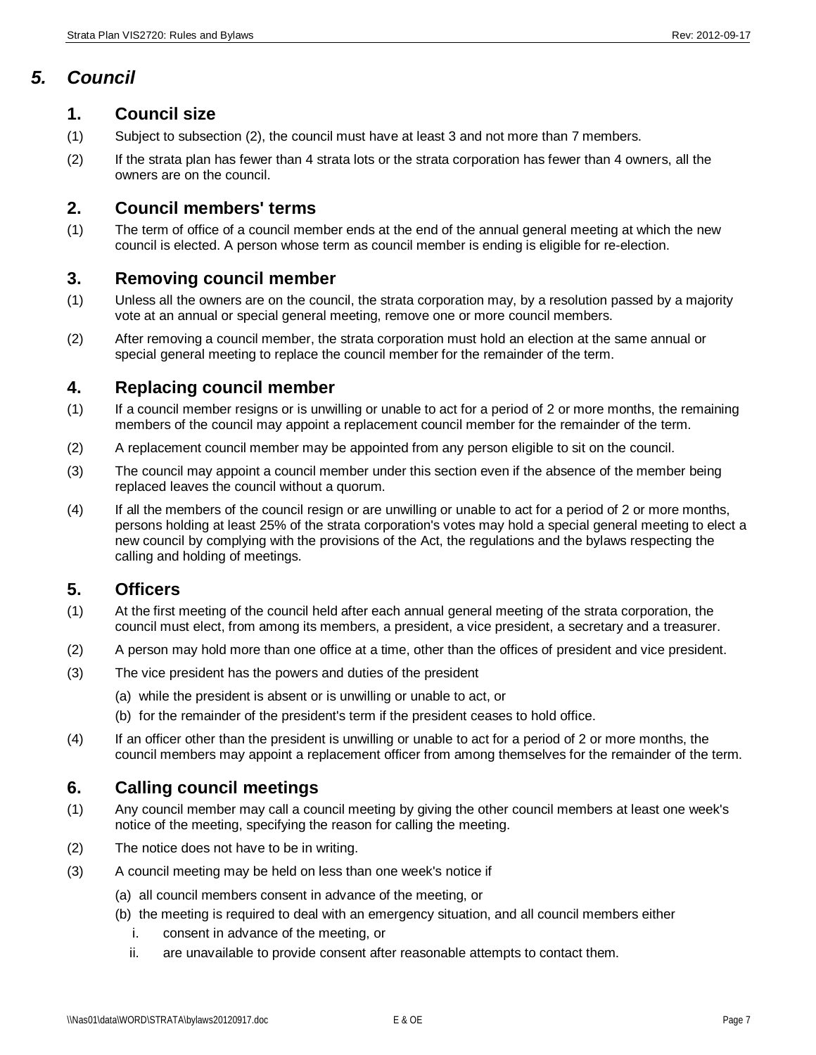# 5. *Council*

## 1. Council size

(1) Subject to subsection (2), the council must have at least 3 and not more than 7 members.

(2) If the strata plan has fewer than 4 strata lots or the strata corporation has fewer than 4 owners, all the owners are on the council.

## 2. Council members' terms

(1) The term of office of a council member ends at the end of the annual general meeting at which the new council is elected. A person whose term as council member is ending is eligible for re-election.

## 3. Removing council member

(1) Unless all the owners are on the council, the strata corporation may, by a resolution passed by a majority vote at an annual or special general meeting, remove one or more council members.

(2) After removing a council member, the strata corporation must hold an election at the same annual or special general meeting to replace the council member for the remainder of the term.

## 4. Replacing council member

(1) If a council member resigns or is unwilling or unable to act for a period of 2 or more months, the remaining members of the council may appoint a replacement council member for the remainder of the term.

(2) A replacement council member may be appointed from any person eligible to sit on the council.

(3) The council may appoint a council member under this section even if the absence of the member being replaced leaves the council without a quorum.

(4) If all the members of the council resign or are unwilling or unable to act for a period of 2 or more months, persons holding at least 25% of the strata corporation's votes may hold a special general meeting to elect a new council by complying with the provisions of the Act, the regulations and the bylaws respecting the calling and holding of meetings.

## 5. Officers

(1) At the first meeting of the council held after each annual general meeting of the strata corporation, the council must elect, from among its members, a president, a vice president, a secretary and a treasurer.

(2) A person may hold more than one office at a time, other than the offices of president and vice president.

(3) The vice president has the powers and duties of the president

- (a) while the president is absent or is unwilling or unable to act, or
- (b) for the remainder of the president's term if the president ceases to hold office.

(4) If an officer other than the president is unwilling or unable to act for a period of 2 or more months, the council members may appoint a replacement officer from among themselves for the remainder of the term.

## 6. Calling council meetings

(1) Any council member may call a council meeting by giving the other council members at least one week's notice of the meeting, specifying the reason for calling the meeting.

(2) The notice does not have to be in writing.

(3) A council meeting may be held on less than one week's notice if

- (a) all council members consent in advance of the meeting, or
- (b) the meeting is required to deal with an emergency situation, and all council members either
  - i. consent in advance of the meeting, or
  - ii. are unavailable to provide consent after reasonable attempts to contact them.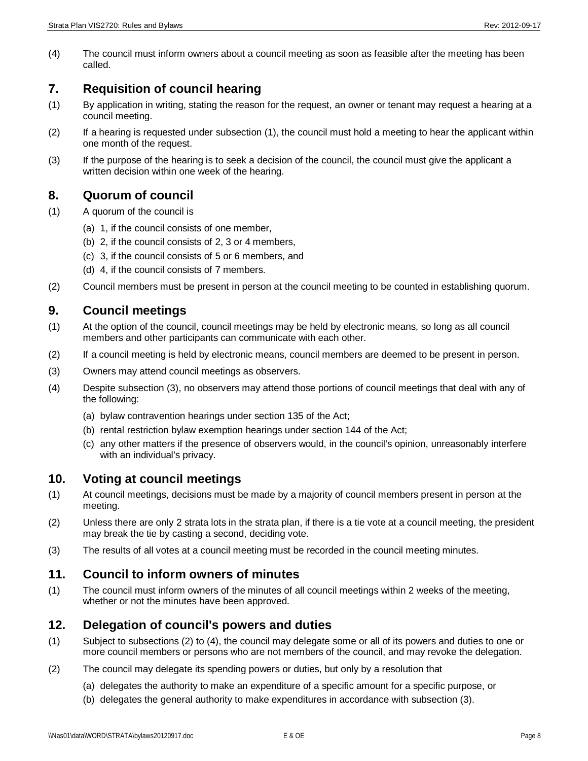(4) The council must inform owners about a council meeting as soon as feasible after the meeting has been called.

## 7. Requisition of council hearing

(1) By application in writing, stating the reason for the request, an owner or tenant may request a hearing at a council meeting.

(2) If a hearing is requested under subsection (1), the council must hold a meeting to hear the applicant within one month of the request.

(3) If the purpose of the hearing is to seek a decision of the council, the council must give the applicant a written decision within one week of the hearing.

## 8. Quorum of council

(1) A quorum of the council is

- (a) 1, if the council consists of one member,
- (b) 2, if the council consists of 2, 3 or 4 members,
- (c) 3, if the council consists of 5 or 6 members, and
- (d) 4, if the council consists of 7 members.

(2) Council members must be present in person at the council meeting to be counted in establishing quorum.

## 9. Council meetings

(1) At the option of the council, council meetings may be held by electronic means, so long as all council members and other participants can communicate with each other.

(2) If a council meeting is held by electronic means, council members are deemed to be present in person.

(3) Owners may attend council meetings as observers.

(4) Despite subsection (3), no observers may attend those portions of council meetings that deal with any of the following:

- (a) bylaw contravention hearings under section 135 of the Act;
- (b) rental restriction bylaw exemption hearings under section 144 of the Act;
- (c) any other matters if the presence of observers would, in the council's opinion, unreasonably interfere with an individual's privacy.

## 10. Voting at council meetings

(1) At council meetings, decisions must be made by a majority of council members present in person at the meeting.

(2) Unless there are only 2 strata lots in the strata plan, if there is a tie vote at a council meeting, the president may break the tie by casting a second, deciding vote.

(3) The results of all votes at a council meeting must be recorded in the council meeting minutes.

## 11. Council to inform owners of minutes

(1) The council must inform owners of the minutes of all council meetings within 2 weeks of the meeting, whether or not the minutes have been approved.

## 12. Delegation of council's powers and duties

(1) Subject to subsections (2) to (4), the council may delegate some or all of its powers and duties to one or more council members or persons who are not members of the council, and may revoke the delegation.

(2) The council may delegate its spending powers or duties, but only by a resolution that

- (a) delegates the authority to make an expenditure of a specific amount for a specific purpose, or
- (b) delegates the general authority to make expenditures in accordance with subsection (3).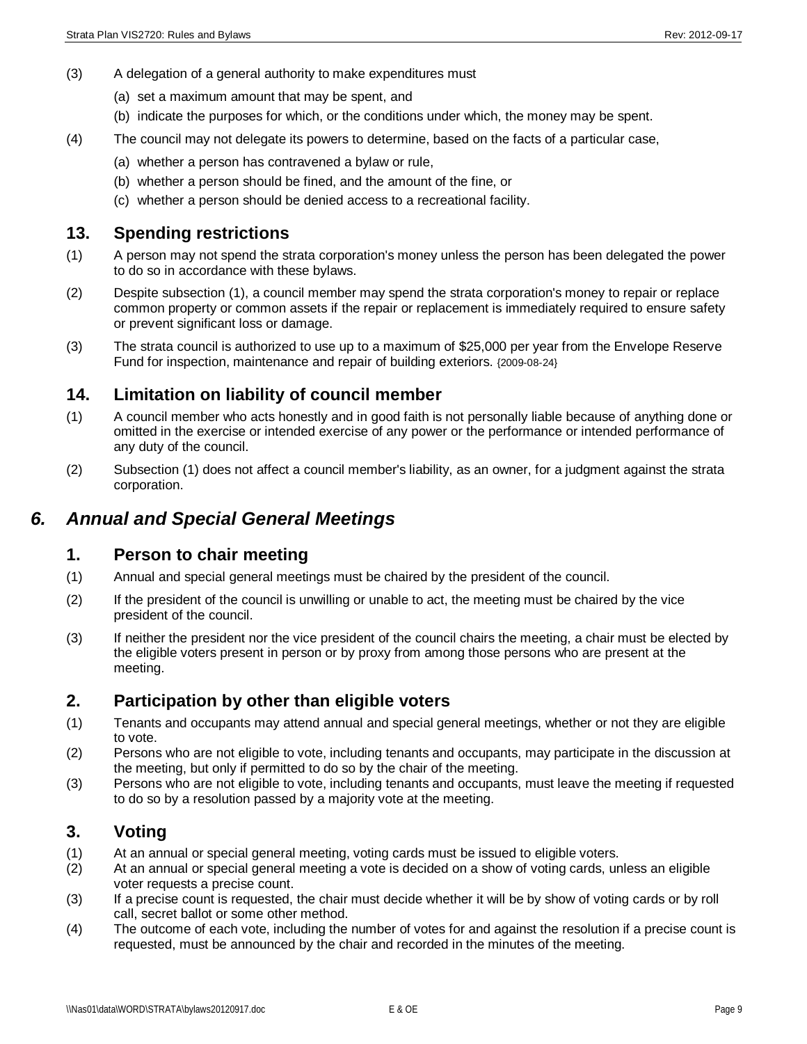(3) A delegation of a general authority to make expenditures must

(a) set a maximum amount that may be spent, and

(b) indicate the purposes for which, or the conditions under which, the money may be spent.

(4) The council may not delegate its powers to determine, based on the facts of a particular case,

(a) whether a person has contravened a bylaw or rule,

(b) whether a person should be fined, and the amount of the fine, or

(c) whether a person should be denied access to a recreational facility.

### 13. Spending restrictions

(1) A person may not spend the strata corporation's money unless the person has been delegated the power to do so in accordance with these bylaws.

(2) Despite subsection (1), a council member may spend the strata corporation's money to repair or replace common property or common assets if the repair or replacement is immediately required to ensure safety or prevent significant loss or damage.

(3) The strata council is authorized to use up to a maximum of $25,000 per year from the Envelope Reserve Fund for inspection, maintenance and repair of building exteriors. {2009-08-24}

### 14. Limitation on liability of council member

(1) A council member who acts honestly and in good faith is not personally liable because of anything done or omitted in the exercise or intended exercise of any power or the performance or intended performance of any duty of the council.

(2) Subsection (1) does not affect a council member's liability, as an owner, for a judgment against the strata corporation.

## *6. Annual and Special General Meetings*

### 1. Person to chair meeting

(1) Annual and special general meetings must be chaired by the president of the council.

(2) If the president of the council is unwilling or unable to act, the meeting must be chaired by the vice president of the council.

(3) If neither the president nor the vice president of the council chairs the meeting, a chair must be elected by the eligible voters present in person or by proxy from among those persons who are present at the meeting.

### 2. Participation by other than eligible voters

(1) Tenants and occupants may attend annual and special general meetings, whether or not they are eligible to vote.

(2) Persons who are not eligible to vote, including tenants and occupants, may participate in the discussion at the meeting, but only if permitted to do so by the chair of the meeting.

(3) Persons who are not eligible to vote, including tenants and occupants, must leave the meeting if requested to do so by a resolution passed by a majority vote at the meeting.

### 3. Voting

(1) At an annual or special general meeting, voting cards must be issued to eligible voters.

(2) At an annual or special general meeting a vote is decided on a show of voting cards, unless an eligible voter requests a precise count.

(3) If a precise count is requested, the chair must decide whether it will be by show of voting cards or by roll call, secret ballot or some other method.

(4) The outcome of each vote, including the number of votes for and against the resolution if a precise count is requested, must be announced by the chair and recorded in the minutes of the meeting.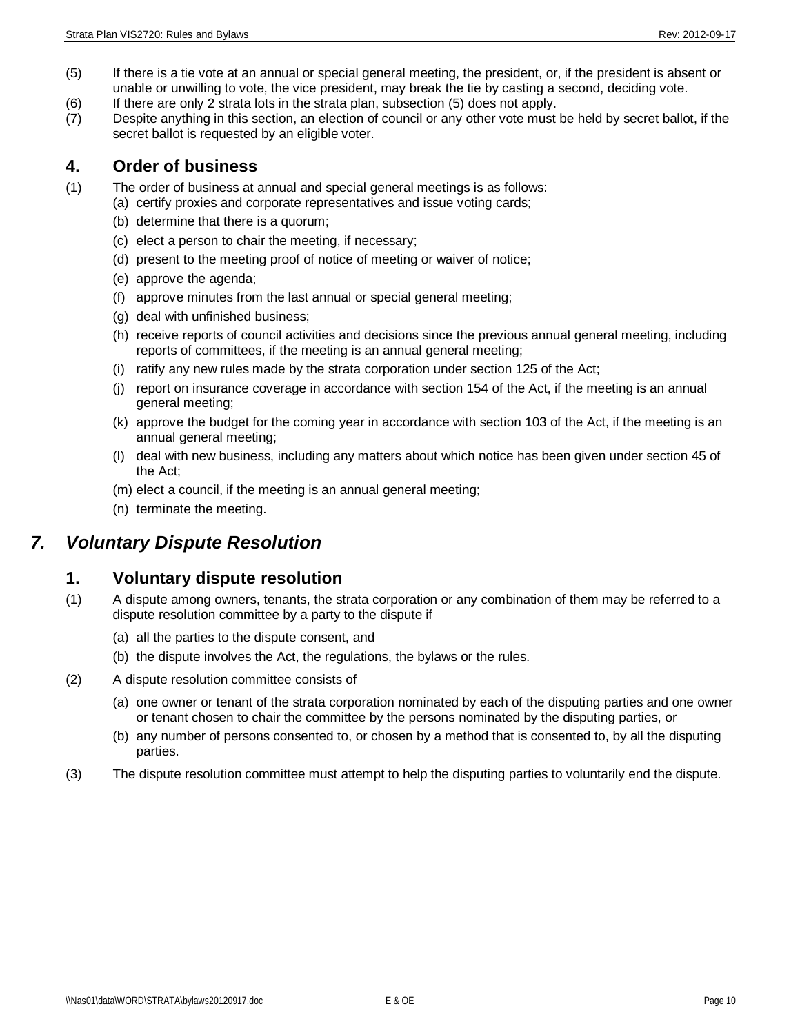(5) If there is a tie vote at an annual or special general meeting, the president, or, if the president is absent or unable or unwilling to vote, the vice president, may break the tie by casting a second, deciding vote.

(6) If there are only 2 strata lots in the strata plan, subsection (5) does not apply.

(7) Despite anything in this section, an election of council or any other vote must be held by secret ballot, if the secret ballot is requested by an eligible voter.

### 4. Order of business

(1) The order of business at annual and special general meetings is as follows:

- (a) certify proxies and corporate representatives and issue voting cards;
- (b) determine that there is a quorum;
- (c) elect a person to chair the meeting, if necessary;
- (d) present to the meeting proof of notice of meeting or waiver of notice;
- (e) approve the agenda;
- (f) approve minutes from the last annual or special general meeting;
- (g) deal with unfinished business;
- (h) receive reports of council activities and decisions since the previous annual general meeting, including reports of committees, if the meeting is an annual general meeting;
- (i) ratify any new rules made by the strata corporation under section 125 of the Act;
- (j) report on insurance coverage in accordance with section 154 of the Act, if the meeting is an annual general meeting;
- (k) approve the budget for the coming year in accordance with section 103 of the Act, if the meeting is an annual general meeting;
- (l) deal with new business, including any matters about which notice has been given under section 45 of the Act;
- (m) elect a council, if the meeting is an annual general meeting;
- (n) terminate the meeting.

## *7. Voluntary Dispute Resolution*

### 1. Voluntary dispute resolution

(1) A dispute among owners, tenants, the strata corporation or any combination of them may be referred to a dispute resolution committee by a party to the dispute if

- (a) all the parties to the dispute consent, and
- (b) the dispute involves the Act, the regulations, the bylaws or the rules.

(2) A dispute resolution committee consists of

- (a) one owner or tenant of the strata corporation nominated by each of the disputing parties and one owner or tenant chosen to chair the committee by the persons nominated by the disputing parties, or
- (b) any number of persons consented to, or chosen by a method that is consented to, by all the disputing parties.

(3) The dispute resolution committee must attempt to help the disputing parties to voluntarily end the dispute.